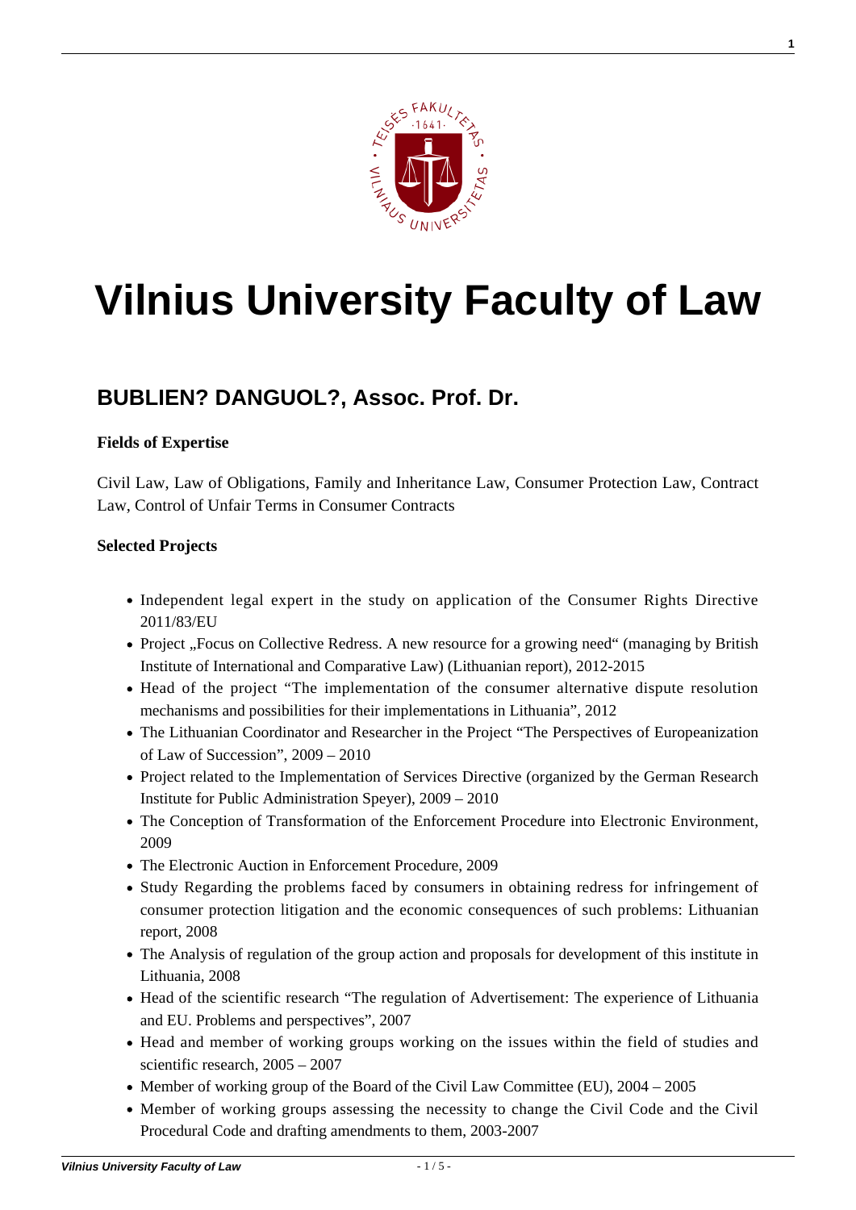# Vilnius University Faculty of Law

## BUBLIEN? DANGUOL?, Assoc. Prof. Dr.

**Fields of Expertise**

Civil Law, Law of Obligations, Family and Inheritance Law, Consumer Protection Law, Contract Law, Control of Unfair Terms in Consumer Contracts

**Selected Projects**

- Independent legal expert in the study on application of the Consumer Rights Directive 2011/83/EU
- Project „Focus on Collective Redress. A new resource for a growing need" (managing by British Institute of International and Comparative Law) (Lithuanian report), 2012-2015
- Head of the project "The implementation of the consumer alternative dispute resolution mechanisms and possibilities for their implementations in Lithuania", 2012
- The Lithuanian Coordinator and Researcher in the Project "The Perspectives of Europeanization of Law of Succession", 2009 – 2010
- Project related to the Implementation of Services Directive (organized by the German Research Institute for Public Administration Speyer), 2009 – 2010
- The Conception of Transformation of the Enforcement Procedure into Electronic Environment, 2009
- The Electronic Auction in Enforcement Procedure, 2009
- Study Regarding the problems faced by consumers in obtaining redress for infringement of consumer protection litigation and the economic consequences of such problems: Lithuanian report, 2008
- The Analysis of regulation of the group action and proposals for development of this institute in Lithuania, 2008
- Head of the scientific research "The regulation of Advertisement: The experience of Lithuania and EU. Problems and perspectives", 2007
- Head and member of working groups working on the issues within the field of studies and scientific research, 2005 – 2007
- Member of working group of the Board of the Civil Law Committee (EU), 2004 – 2005
- Member of working groups assessing the necessity to change the Civil Code and the Civil Procedural Code and drafting amendments to them, 2003-2007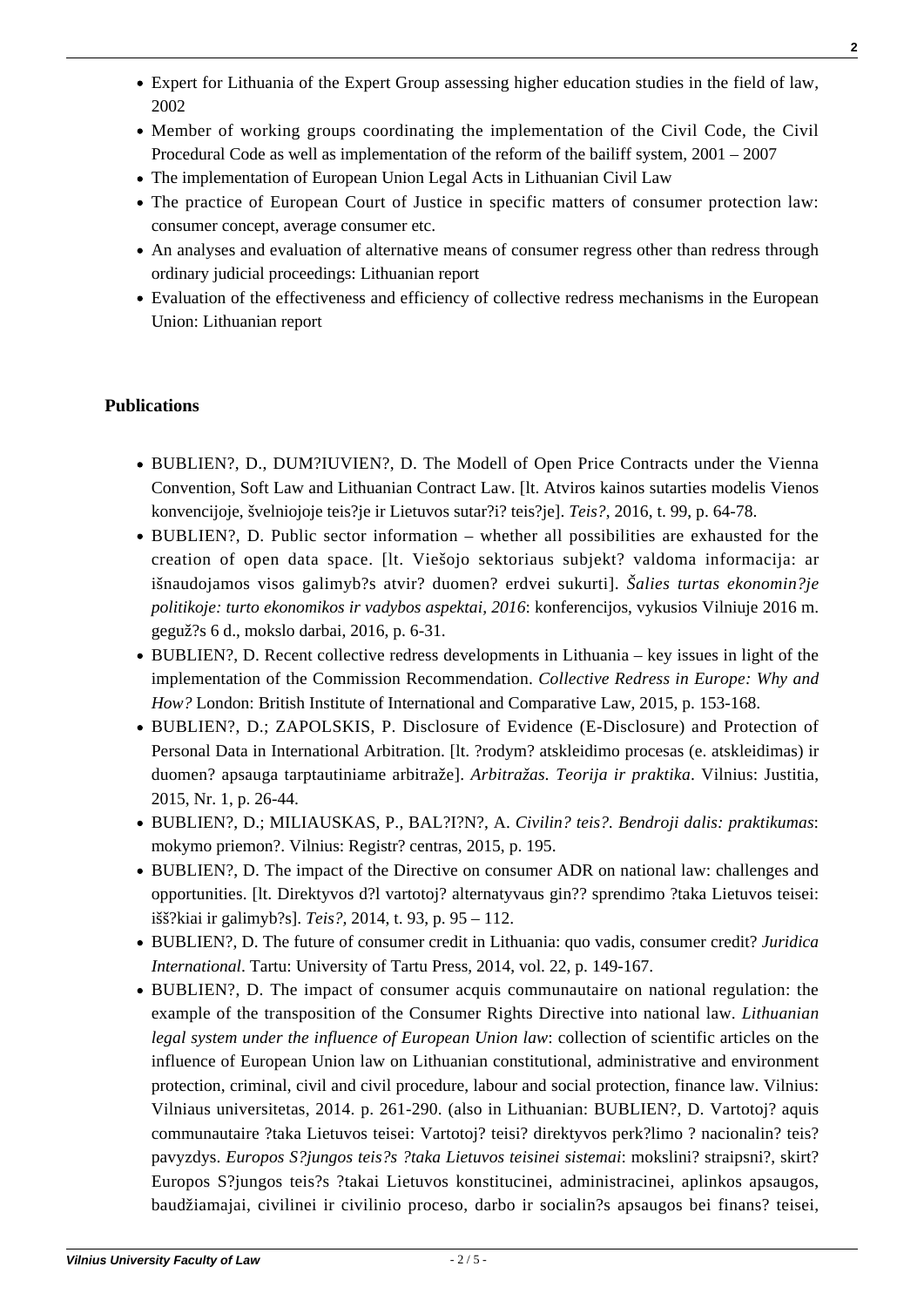- Expert for Lithuania of the Expert Group assessing higher education studies in the field of law, 2002
- Member of working groups coordinating the implementation of the Civil Code, the Civil Procedural Code as well as implementation of the reform of the bailiff system, 2001 – 2007
- The implementation of European Union Legal Acts in Lithuanian Civil Law
- The practice of European Court of Justice in specific matters of consumer protection law: consumer concept, average consumer etc.
- An analyses and evaluation of alternative means of consumer regress other than redress through ordinary judicial proceedings: Lithuanian report
- Evaluation of the effectiveness and efficiency of collective redress mechanisms in the European Union: Lithuanian report

**Publications**

- BUBLIEN?, D., DUM?IUVIEN?, D. The Modell of Open Price Contracts under the Vienna Convention, Soft Law and Lithuanian Contract Law. [lt. Atviros kainos sutarties modelis Vienos konvencijoje, švelniojoje teis?je ir Lietuvos sutar?i? teis?je]. *Teis?*, 2016, t. 99, p. 64-78.
- BUBLIEN?, D. Public sector information – whether all possibilities are exhausted for the creation of open data space. [lt. Viešojo sektoriaus subjekt? valdoma informacija: ar išnaudojamos visos galimyb?s atvir? duomen? erdvei sukurti]. *Šalies turtas ekonomin?je politikoje: turto ekonomikos ir vadybos aspektai, 2016*: konferencijos, vykusios Vilniuje 2016 m. geguž?s 6 d., mokslo darbai, 2016, p. 6-31.
- BUBLIEN?, D. Recent collective redress developments in Lithuania – key issues in light of the implementation of the Commission Recommendation. *Collective Redress in Europe: Why and How?* London: British Institute of International and Comparative Law, 2015, p. 153-168.
- BUBLIEN?, D.; ZAPOLSKIS, P. Disclosure of Evidence (E-Disclosure) and Protection of Personal Data in International Arbitration. [lt. ?rodym? atskleidimo procesas (e. atskleidimas) ir duomen? apsauga tarptautiniame arbitraže]. *Arbitražas. Teorija ir praktika*. Vilnius: Justitia, 2015, Nr. 1, p. 26-44.
- BUBLIEN?, D.; MILIAUSKAS, P., BAL?I?N?, A. *Civilin? teis?. Bendroji dalis: praktikumas*: mokymo priemon?. Vilnius: Registr? centras, 2015, p. 195.
- BUBLIEN?, D. The impact of the Directive on consumer ADR on national law: challenges and opportunities. [lt. Direktyvos d?l vartotoj? alternatyvaus gin?? sprendimo ?taka Lietuvos teisei: išš?kiai ir galimyb?s]. *Teis?,* 2014, t. 93, p. 95 – 112.
- BUBLIEN?, D. The future of consumer credit in Lithuania: quo vadis, consumer credit? *Juridica International*. Tartu: University of Tartu Press, 2014, vol. 22, p. 149-167.
- BUBLIEN?, D. The impact of consumer acquis communautaire on national regulation: the example of the transposition of the Consumer Rights Directive into national law. *Lithuanian legal system under the influence of European Union law*: collection of scientific articles on the influence of European Union law on Lithuanian constitutional, administrative and environment protection, criminal, civil and civil procedure, labour and social protection, finance law. Vilnius: Vilniaus universitetas, 2014. p. 261-290. (also in Lithuanian: BUBLIEN?, D. Vartotoj? aquis communautaire ?taka Lietuvos teisei: Vartotoj? teisi? direktyvos perk?limo ? nacionalin? teis? pavyzdys. *Europos S?jungos teis?s ?taka Lietuvos teisinei sistemai*: mokslini? straipsni?, skirt? Europos S?jungos teis?s ?takai Lietuvos konstitucinei, administracinei, aplinkos apsaugos, baudžiamajai, civilinei ir civilinio proceso, darbo ir socialin?s apsaugos bei finans? teisei,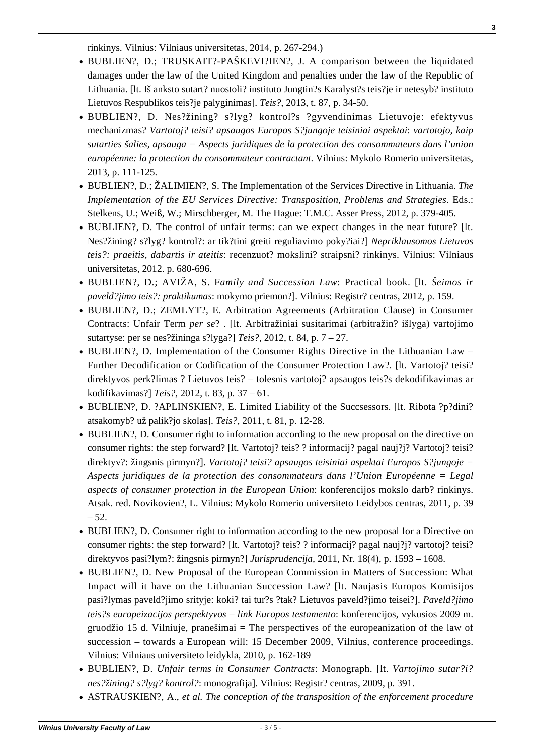rinkinys. Vilnius: Vilniaus universitetas, 2014, p. 267-294.)

- BUBLIEN?, D.; TRUSKAIT?-PAŠKEVI?IEN?, J. A comparison between the liquidated damages under the law of the United Kingdom and penalties under the law of the Republic of Lithuania. [lt. Iš anksto sutart? nuostoli? instituto Jungtin?s Karalyst?s teis?je ir netesyb? instituto Lietuvos Respublikos teis?je palyginimas]. *Teis?*, 2013, t. 87, p. 34-50.
- BUBLIEN?, D. Nes?žining? s?lyg? kontrol?s ?gyvendinimas Lietuvoje: efektyvus mechanizmas? *Vartotoj? teisi? apsaugos Europos S?jungoje teisiniai aspektai*: *vartotojo, kaip sutarties šalies, apsauga = Aspects juridiques de la protection des consommateurs dans l'union européenne: la protection du consommateur contractant*. Vilnius: Mykolo Romerio universitetas, 2013, p. 111-125.
- BUBLIEN?, D.; ŽALIMIEN?, S. The Implementation of the Services Directive in Lithuania. *The Implementation of the EU Services Directive: Transposition, Problems and Strategies*. Eds.: Stelkens, U.; Weiß, W.; Mirschberger, M. The Hague: T.M.C. Asser Press, 2012, p. 379-405.
- BUBLIEN?, D. The control of unfair terms: can we expect changes in the near future? [lt. Nes?žining? s?lyg? kontrol?: ar tik?tini greiti reguliavimo poky?iai?] *Nepriklausomos Lietuvos teis?: praeitis, dabartis ir ateitis*: recenzuot? mokslini? straipsni? rinkinys. Vilnius: Vilniaus universitetas, 2012. p. 680-696.
- BUBLIEN?, D.; AVIŽA, S. F*amily and Succession Law*: Practical book. [lt. *Šeimos ir paveld?jimo teis?: praktikumas*: mokymo priemon?]. Vilnius: Registr? centras, 2012, p. 159.
- BUBLIEN?, D.; ZEMLYT?, E. Arbitration Agreements (Arbitration Clause) in Consumer Contracts: Unfair Term *per se*? . [lt. Arbitražiniai susitarimai (arbitražin? išlyga) vartojimo sutartyse: per se nes?žininga s?lyga?] *Teis?*, 2012, t. 84, p. 7 – 27.
- BUBLIEN?, D. Implementation of the Consumer Rights Directive in the Lithuanian Law – Further Decodification or Codification of the Consumer Protection Law?. [lt. Vartotoj? teisi? direktyvos perk?limas ? Lietuvos teis? – tolesnis vartotoj? apsaugos teis?s dekodifikavimas ar kodifikavimas?] *Teis?*, 2012, t. 83, p. 37 – 61.
- BUBLIEN?, D. ?APLINSKIEN?, E. Limited Liability of the Succsessors. [lt. Ribota ?p?dini? atsakomyb? už palik?jo skolas]. *Teis?*, 2011, t. 81, p. 12-28.
- BUBLIEN?, D. Consumer right to information according to the new proposal on the directive on consumer rights: the step forward? [lt. Vartotoj? teis? ? informacij? pagal nauj?j? Vartotoj? teisi? direktyv?: žingsnis pirmyn?]. *Vartotoj? teisi? apsaugos teisiniai aspektai Europos S?jungoje = Aspects juridiques de la protection des consommateurs dans l'Union Européenne = Legal aspects of consumer protection in the European Union*: konferencijos mokslo darb? rinkinys. Atsak. red. Novikovien?, L. Vilnius: Mykolo Romerio universiteto Leidybos centras, 2011, p. 39 – 52.
- BUBLIEN?, D. Consumer right to information according to the new proposal for a Directive on consumer rights: the step forward? [lt. Vartotoj? teis? ? informacij? pagal nauj?j? vartotoj? teisi? direktyvos pasi?lym?: žingsnis pirmyn?] *Jurisprudencija*, 2011, Nr. 18(4), p. 1593 – 1608.
- BUBLIEN?, D. New Proposal of the European Commission in Matters of Succession: What Impact will it have on the Lithuanian Succession Law? [lt. Naujasis Europos Komisijos pasi?lymas paveld?jimo srityje: koki? tai tur?s ?tak? Lietuvos paveld?jimo teisei?]. *Paveld?jimo teis?s europeizacijos perspektyvos – link Europos testamento*: konferencijos, vykusios 2009 m. gruodžio 15 d. Vilniuje, pranešimai = The perspectives of the europeanization of the law of succession – towards a European will: 15 December 2009, Vilnius, conference proceedings. Vilnius: Vilniaus universiteto leidykla, 2010, p. 162-189
- BUBLIEN?, D. *Unfair terms in Consumer Contracts*: Monograph. [lt. *Vartojimo sutar?i? nes?žining? s?lyg? kontrol?*: monografija]. Vilnius: Registr? centras, 2009, p. 391.
- ASTRAUSKIEN?, A., *et al. The conception of the transposition of the enforcement procedure*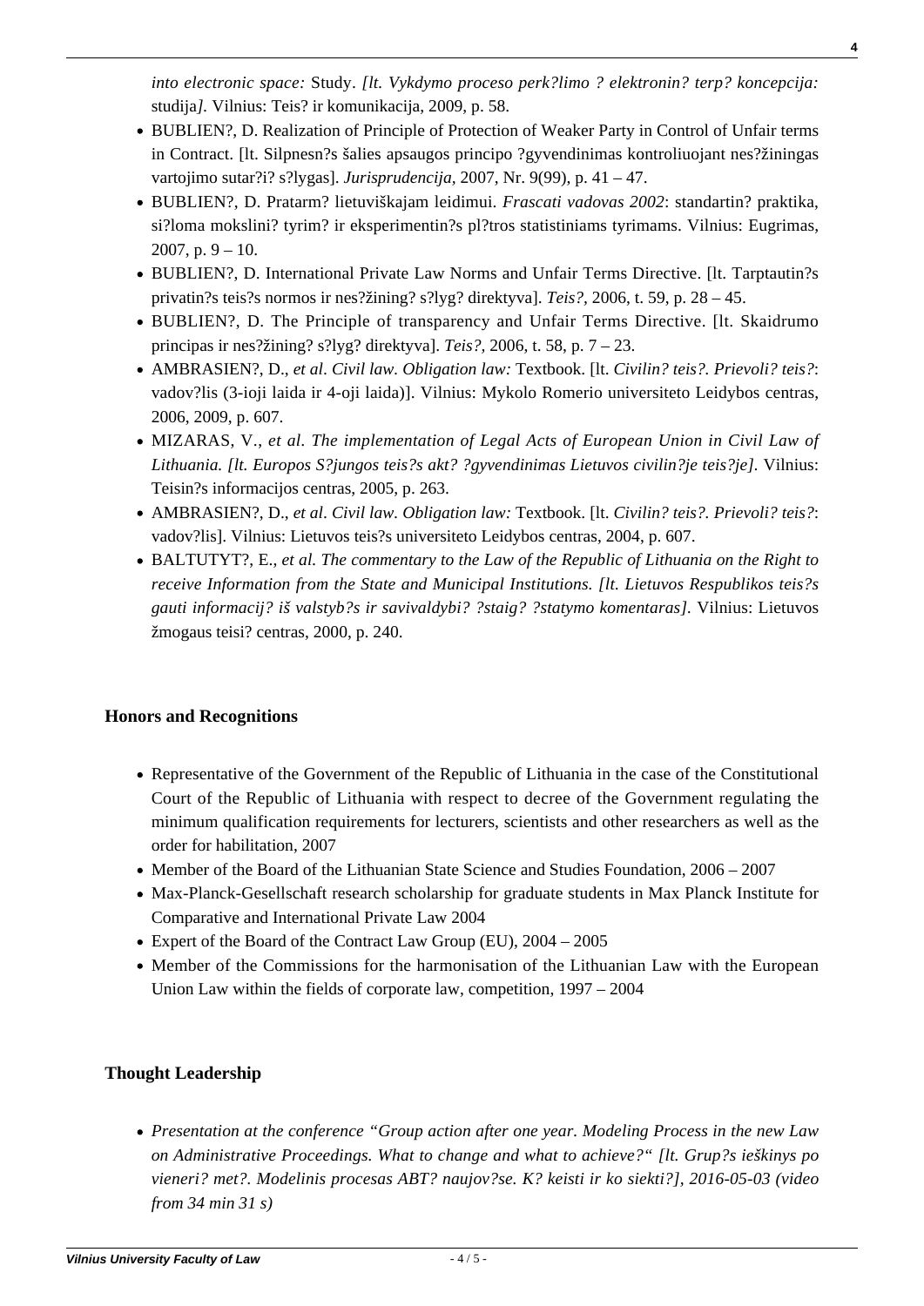*into electronic space:* Study. *[lt. Vykdymo proceso perk?limo ? elektronin? terp? koncepcija:* studija*].* Vilnius: Teis? ir komunikacija, 2009, p. 58.

- BUBLIEN?, D. Realization of Principle of Protection of Weaker Party in Control of Unfair terms in Contract. [lt. Silpnesn?s šalies apsaugos principo ?gyvendinimas kontroliuojant nes?žiningas vartojimo sutar?i? s?lygas]. *Jurisprudencija*, 2007, Nr. 9(99), p. 41 – 47.
- BUBLIEN?, D. Pratarm? lietuviškajam leidimui. *Frascati vadovas 2002*: standartin? praktika, si?loma mokslini? tyrim? ir eksperimentin?s pl?tros statistiniams tyrimams. Vilnius: Eugrimas, 2007, p. 9 – 10.
- BUBLIEN?, D. International Private Law Norms and Unfair Terms Directive. [lt. Tarptautin?s privatin?s teis?s normos ir nes?žining? s?lyg? direktyva]. *Teis?*, 2006, t. 59, p. 28 – 45.
- BUBLIEN?, D. The Principle of transparency and Unfair Terms Directive. [lt. Skaidrumo principas ir nes?žining? s?lyg? direktyva]. *Teis?*, 2006, t. 58, p. 7 – 23.
- AMBRASIEN?, D., *et al*. *Civil law. Obligation law:* Textbook. [lt. *Civilin? teis?. Prievoli? teis?*: vadov?lis (3-ioji laida ir 4-oji laida)]. Vilnius: Mykolo Romerio universiteto Leidybos centras, 2006, 2009, p. 607.
- MIZARAS, V., *et al*. *The implementation of Legal Acts of European Union in Civil Law of Lithuania. [lt. Europos S?jungos teis?s akt? ?gyvendinimas Lietuvos civilin?je teis?je]*. Vilnius: Teisin?s informacijos centras, 2005, p. 263.
- AMBRASIEN?, D., *et al*. *Civil law. Obligation law:* Textbook. [lt. *Civilin? teis?. Prievoli? teis?*: vadov?lis]. Vilnius: Lietuvos teis?s universiteto Leidybos centras, 2004, p. 607.
- BALTUTYT?, E., *et al. The commentary to the Law of the Republic of Lithuania on the Right to receive Information from the State and Municipal Institutions. [lt. Lietuvos Respublikos teis?s gauti informacij? iš valstyb?s ir savivaldybi? ?staig? ?statymo komentaras].* Vilnius: Lietuvos žmogaus teisi? centras, 2000, p. 240.

**Honors and Recognitions**

- Representative of the Government of the Republic of Lithuania in the case of the Constitutional Court of the Republic of Lithuania with respect to decree of the Government regulating the minimum qualification requirements for lecturers, scientists and other researchers as well as the order for habilitation, 2007
- Member of the Board of the Lithuanian State Science and Studies Foundation, 2006 – 2007
- Max-Planck-Gesellschaft research scholarship for graduate students in Max Planck Institute for Comparative and International Private Law 2004
- Expert of the Board of the Contract Law Group (EU), 2004 – 2005
- Member of the Commissions for the harmonisation of the Lithuanian Law with the European Union Law within the fields of corporate law, competition, 1997 – 2004

**Thought Leadership**

- *Presentation at the conference "Group action after one year. Modeling Process in the new Law on Administrative Proceedings. What to change and what to achieve?" [lt. Grup?s ieškinys po vieneri? met?. Modelinis procesas ABT? naujov?se. K? keisti ir ko siekti?], 2016-05-03 (video from 34 min 31 s)*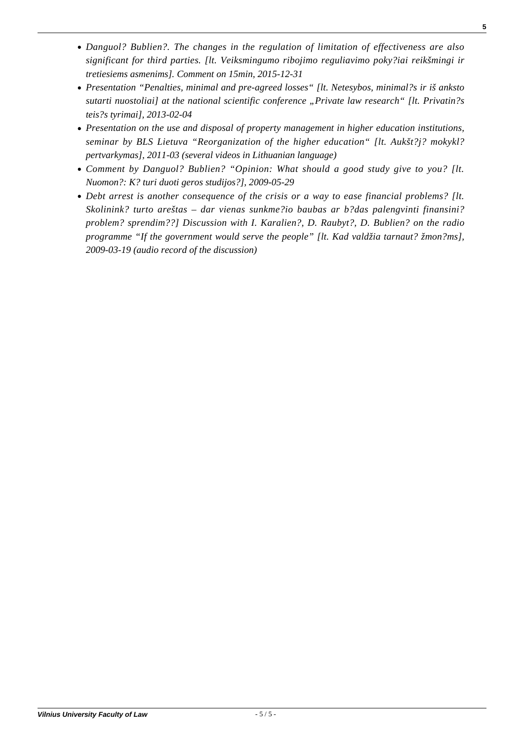- *Danguol? Bublien?. The changes in the regulation of limitation of effectiveness are also significant for third parties. [lt. Veiksmingumo ribojimo reguliavimo poky?iai reikšmingi ir tretiesiems asmenims]. Comment on 15min, 2015-12-31*
- *Presentation "Penalties, minimal and pre-agreed losses" [lt. Netesybos, minimal?s ir iš anksto sutarti nuostoliai] at the national scientific conference „Private law research" [lt. Privatin?s teis?s tyrimai], 2013-02-04*
- *Presentation on the use and disposal of property management in higher education institutions, seminar by BLS Lietuva "Reorganization of the higher education" [lt. Aukšt?j? mokykl? pertvarkymas], 2011-03 (several videos in Lithuanian language)*
- *Comment by Danguol? Bublien? "Opinion: What should a good study give to you? [lt. Nuomon?: K? turi duoti geros studijos?], 2009-05-29*
- *Debt arrest is another consequence of the crisis or a way to ease financial problems? [lt. Skolinink? turto areštas – dar vienas sunkme?io baubas ar b?das palengvinti finansini? problem? sprendim??] Discussion with I. Karalien?, D. Raubyt?, D. Bublien? on the radio programme "If the government would serve the people" [lt. Kad valdžia tarnaut? žmon?ms], 2009-03-19 (audio record of the discussion)*